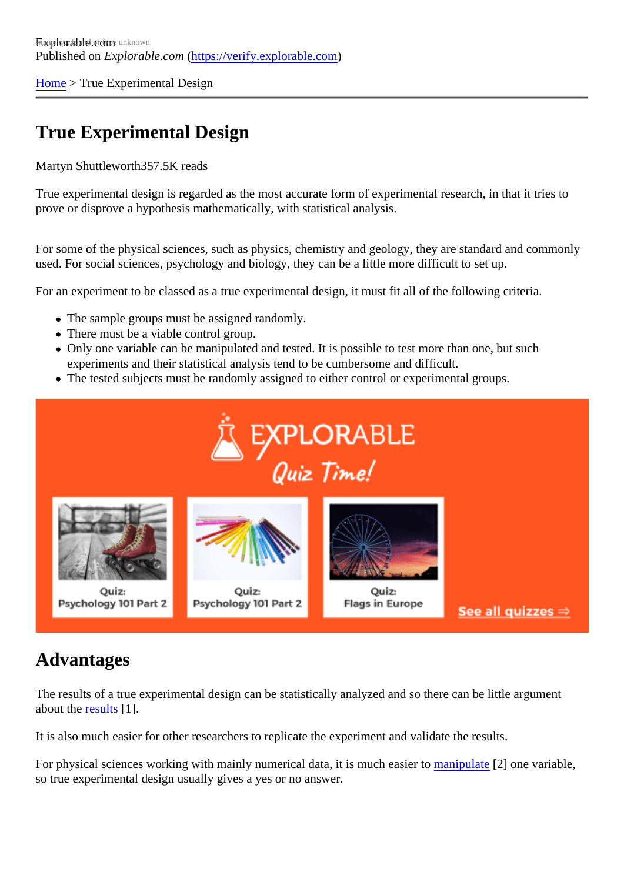Explorable.com
Published on *Explorable.com* (https://verify.explorable.com)

Home > True Experimental Design

# True Experimental Design

Martyn Shuttleworth357.5K reads

True experimental design is regarded as the most accurate form of experimental research, in that it tries to prove or disprove a hypothesis mathematically, with statistical analysis.

For some of the physical sciences, such as physics, chemistry and geology, they are standard and commonly used. For social sciences, psychology and biology, they can be a little more difficult to set up.

For an experiment to be classed as a true experimental design, it must fit all of the following criteria.

- The sample groups must be assigned randomly.
- There must be a viable control group.
- Only one variable can be manipulated and tested. It is possible to test more than one, but such experiments and their statistical analysis tend to be cumbersome and difficult.
- The tested subjects must be randomly assigned to either control or experimental groups.

EXPLORABLE
Quiz Time!

Quiz: Psychology 101 Part 2

Quiz: Psychology 101 Part 2

Quiz: Flags in Europe

See all quizzes ⇒

## Advantages

The results of a true experimental design can be statistically analyzed and so there can be little argument about the results [1].

It is also much easier for other researchers to replicate the experiment and validate the results.

For physical sciences working with mainly numerical data, it is much easier to manipulate [2] one variable, so true experimental design usually gives a yes or no answer.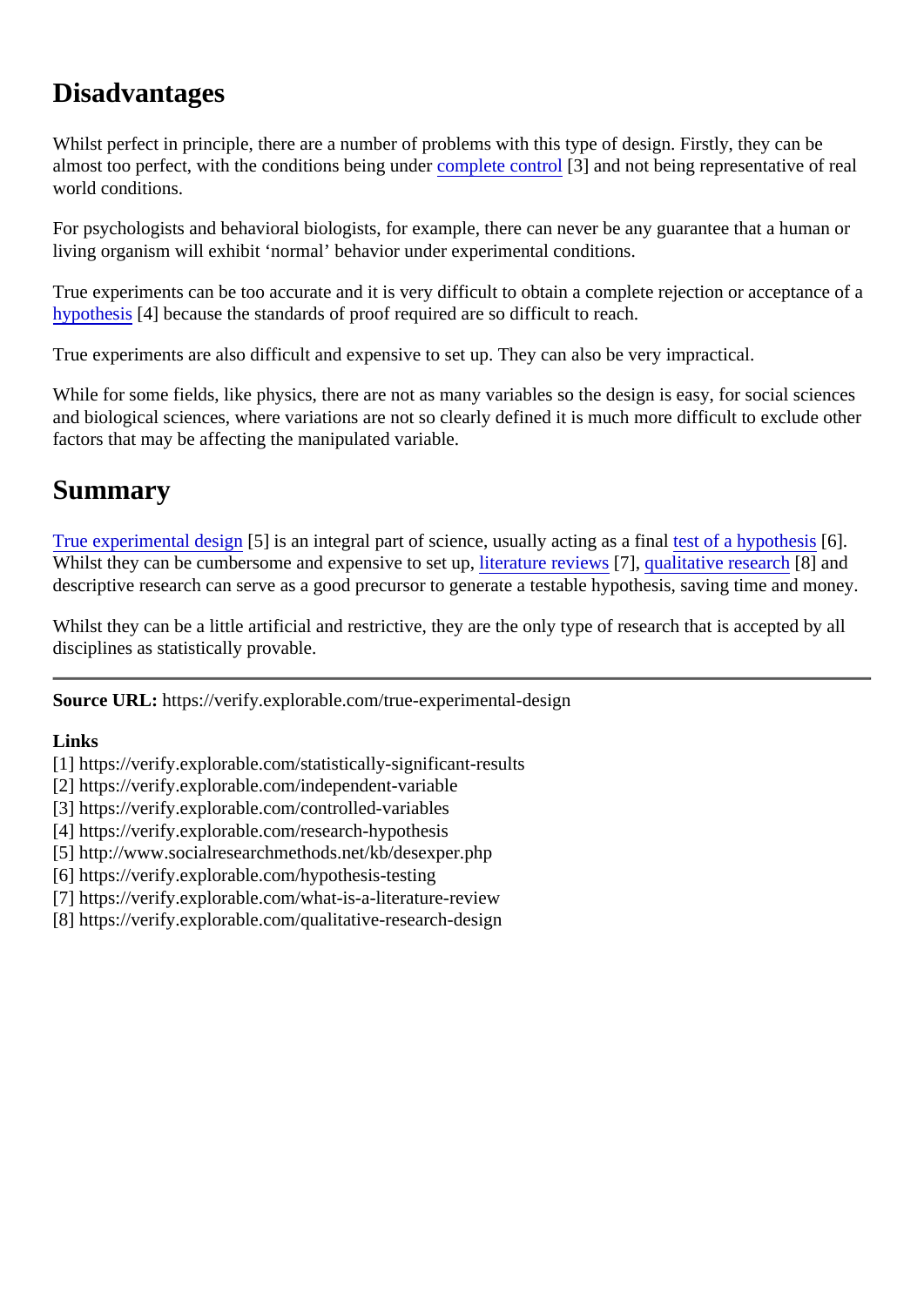## Disadvantages

Whilst perfect in principle, there are a number of problems with this type of design. Firstly, they can be almost too perfect, with the conditions being under complete control [3] and not being representative of real world conditions.

For psychologists and behavioral biologists, for example, there can never be any guarantee that a human or living organism will exhibit 'normal' behavior under experimental conditions.

True experiments can be too accurate and it is very difficult to obtain a complete rejection or acceptance of a hypothesis [4] because the standards of proof required are so difficult to reach.

True experiments are also difficult and expensive to set up. They can also be very impractical.

While for some fields, like physics, there are not as many variables so the design is easy, for social sciences and biological sciences, where variations are not so clearly defined it is much more difficult to exclude other factors that may be affecting the manipulated variable.

## Summary

True experimental design [5] is an integral part of science, usually acting as a final test of a hypothesis [6]. Whilst they can be cumbersome and expensive to set up, literature reviews [7], qualitative research [8] and descriptive research can serve as a good precursor to generate a testable hypothesis, saving time and money.

Whilst they can be a little artificial and restrictive, they are the only type of research that is accepted by all disciplines as statistically provable.

---

**Source URL:** https://verify.explorable.com/true-experimental-design

**Links**
[1] https://verify.explorable.com/statistically-significant-results
[2] https://verify.explorable.com/independent-variable
[3] https://verify.explorable.com/controlled-variables
[4] https://verify.explorable.com/research-hypothesis
[5] http://www.socialresearchmethods.net/kb/desexper.php
[6] https://verify.explorable.com/hypothesis-testing
[7] https://verify.explorable.com/what-is-a-literature-review
[8] https://verify.explorable.com/qualitative-research-design